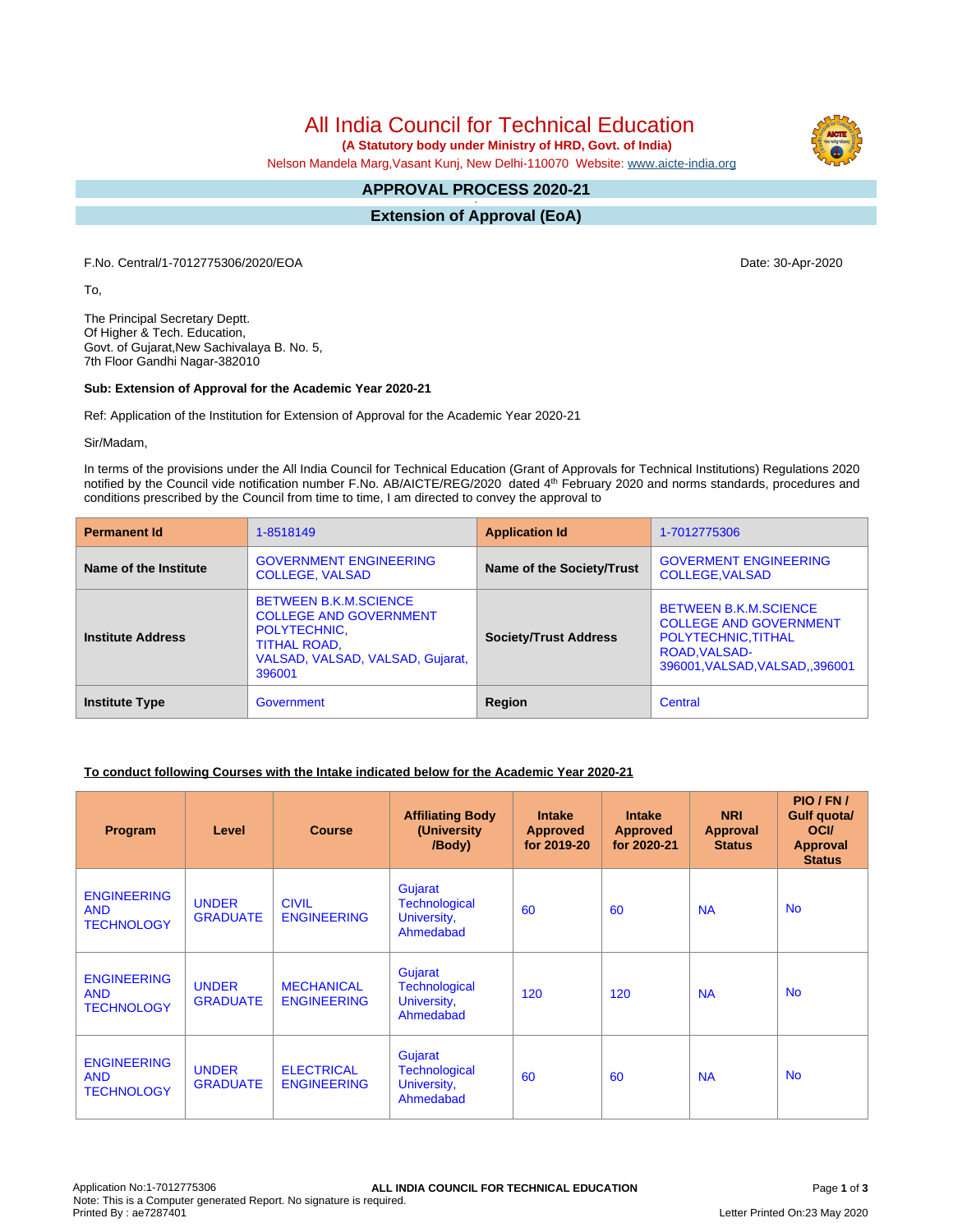# All India Council for Technical Education

**(A Statutory body under Ministry of HRD, Govt. of India)**

Nelson Mandela Marg,Vasant Kunj, New Delhi-110070 Website: www.aicte-india.org

## APPROVAL PROCESS 2020-21

## Extension of Approval (EoA)

F.No. Central/1-7012775306/2020/EOA Date: 30-Apr-2020

To,

The Principal Secretary Deptt.
Of Higher & Tech. Education,
Govt. of Gujarat,New Sachivalaya B. No. 5,
7th Floor Gandhi Nagar-382010

**Sub: Extension of Approval for the Academic Year 2020-21**

Ref: Application of the Institution for Extension of Approval for the Academic Year 2020-21

Sir/Madam,

In terms of the provisions under the All India Council for Technical Education (Grant of Approvals for Technical Institutions) Regulations 2020 notified by the Council vide notification number F.No. AB/AICTE/REG/2020 dated 4th February 2020 and norms standards, procedures and conditions prescribed by the Council from time to time, I am directed to convey the approval to

| **Permanent Id** | 1-8518149 | **Application Id** | 1-7012775306 |
|---|---|---|---|
| **Name of the Institute** | GOVERNMENT ENGINEERING COLLEGE, VALSAD | **Name of the Society/Trust** | GOVERMENT ENGINEERING COLLEGE,VALSAD |
| **Institute Address** | BETWEEN B.K.M.SCIENCE COLLEGE AND GOVERNMENT POLYTECHNIC, TITHAL ROAD, VALSAD, VALSAD, VALSAD, Gujarat, 396001 | **Society/Trust Address** | BETWEEN B.K.M.SCIENCE COLLEGE AND GOVERNMENT POLYTECHNIC,TITHAL ROAD,VALSAD-396001,VALSAD,VALSAD,,396001 |
| **Institute Type** | Government | **Region** | Central |

**To conduct following Courses with the Intake indicated below for the Academic Year 2020-21**

| Program | Level | Course | Affiliating Body (University /Body) | Intake Approved for 2019-20 | Intake Approved for 2020-21 | NRI Approval Status | PIO / FN / Gulf quota/ OCI/ Approval Status |
|---|---|---|---|---|---|---|---|
| ENGINEERING AND TECHNOLOGY | UNDER GRADUATE | CIVIL ENGINEERING | Gujarat Technological University, Ahmedabad | 60 | 60 | NA | No |
| ENGINEERING AND TECHNOLOGY | UNDER GRADUATE | MECHANICAL ENGINEERING | Gujarat Technological University, Ahmedabad | 120 | 120 | NA | No |
| ENGINEERING AND TECHNOLOGY | UNDER GRADUATE | ELECTRICAL ENGINEERING | Gujarat Technological University, Ahmedabad | 60 | 60 | NA | No |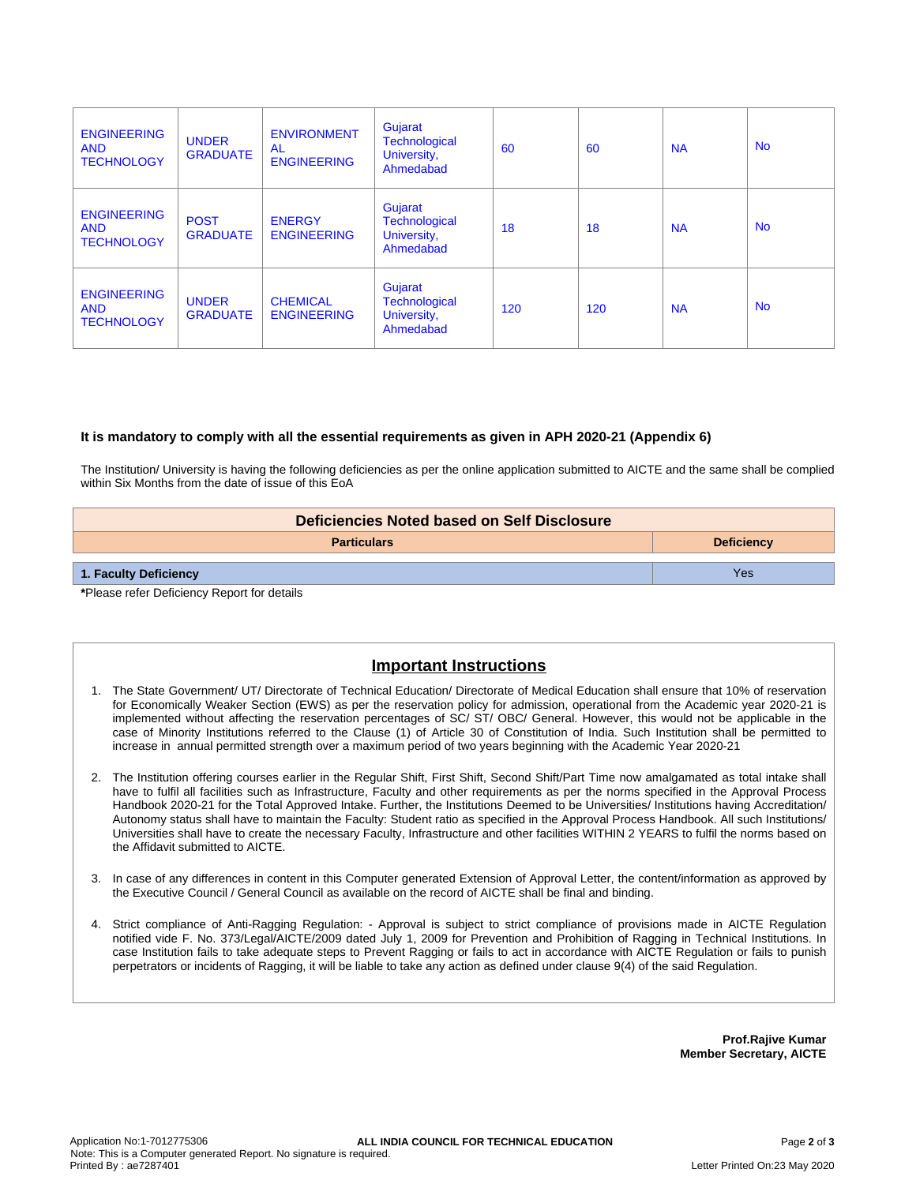| ENGINEERING AND TECHNOLOGY | UNDER GRADUATE | ENVIRONMENTAL ENGINEERING | Gujarat Technological University, Ahmedabad | 60 | 60 | NA | No |
|---|---|---|---|---|---|---|---|
| ENGINEERING AND TECHNOLOGY | POST GRADUATE | ENERGY ENGINEERING | Gujarat Technological University, Ahmedabad | 18 | 18 | NA | No |
| ENGINEERING AND TECHNOLOGY | UNDER GRADUATE | CHEMICAL ENGINEERING | Gujarat Technological University, Ahmedabad | 120 | 120 | NA | No |

**It is mandatory to comply with all the essential requirements as given in APH 2020-21 (Appendix 6)**

The Institution/ University is having the following deficiencies as per the online application submitted to AICTE and the same shall be complied within Six Months from the date of issue of this EoA

| Deficiencies Noted based on Self Disclosure | |
|---|---|
| **Particulars** | **Deficiency** |
| **1. Faculty Deficiency** | Yes |

***Please refer Deficiency Report for details**

## Important Instructions

1. The State Government/ UT/ Directorate of Technical Education/ Directorate of Medical Education shall ensure that 10% of reservation for Economically Weaker Section (EWS) as per the reservation policy for admission, operational from the Academic year 2020-21 is implemented without affecting the reservation percentages of SC/ ST/ OBC/ General. However, this would not be applicable in the case of Minority Institutions referred to the Clause (1) of Article 30 of Constitution of India. Such Institution shall be permitted to increase in annual permitted strength over a maximum period of two years beginning with the Academic Year 2020-21

2. The Institution offering courses earlier in the Regular Shift, First Shift, Second Shift/Part Time now amalgamated as total intake shall have to fulfil all facilities such as Infrastructure, Faculty and other requirements as per the norms specified in the Approval Process Handbook 2020-21 for the Total Approved Intake. Further, the Institutions Deemed to be Universities/ Institutions having Accreditation/ Autonomy status shall have to maintain the Faculty: Student ratio as specified in the Approval Process Handbook. All such Institutions/ Universities shall have to create the necessary Faculty, Infrastructure and other facilities WITHIN 2 YEARS to fulfil the norms based on the Affidavit submitted to AICTE.

3. In case of any differences in content in this Computer generated Extension of Approval Letter, the content/information as approved by the Executive Council / General Council as available on the record of AICTE shall be final and binding.

4. Strict compliance of Anti-Ragging Regulation: - Approval is subject to strict compliance of provisions made in AICTE Regulation notified vide F. No. 373/Legal/AICTE/2009 dated July 1, 2009 for Prevention and Prohibition of Ragging in Technical Institutions. In case Institution fails to take adequate steps to Prevent Ragging or fails to act in accordance with AICTE Regulation or fails to punish perpetrators or incidents of Ragging, it will be liable to take any action as defined under clause 9(4) of the said Regulation.

**Prof.Rajive Kumar**
**Member Secretary, AICTE**

Application No:1-7012775306
Note: This is a Computer generated Report. No signature is required.
Printed By : ae7287401
Letter Printed On:23 May 2020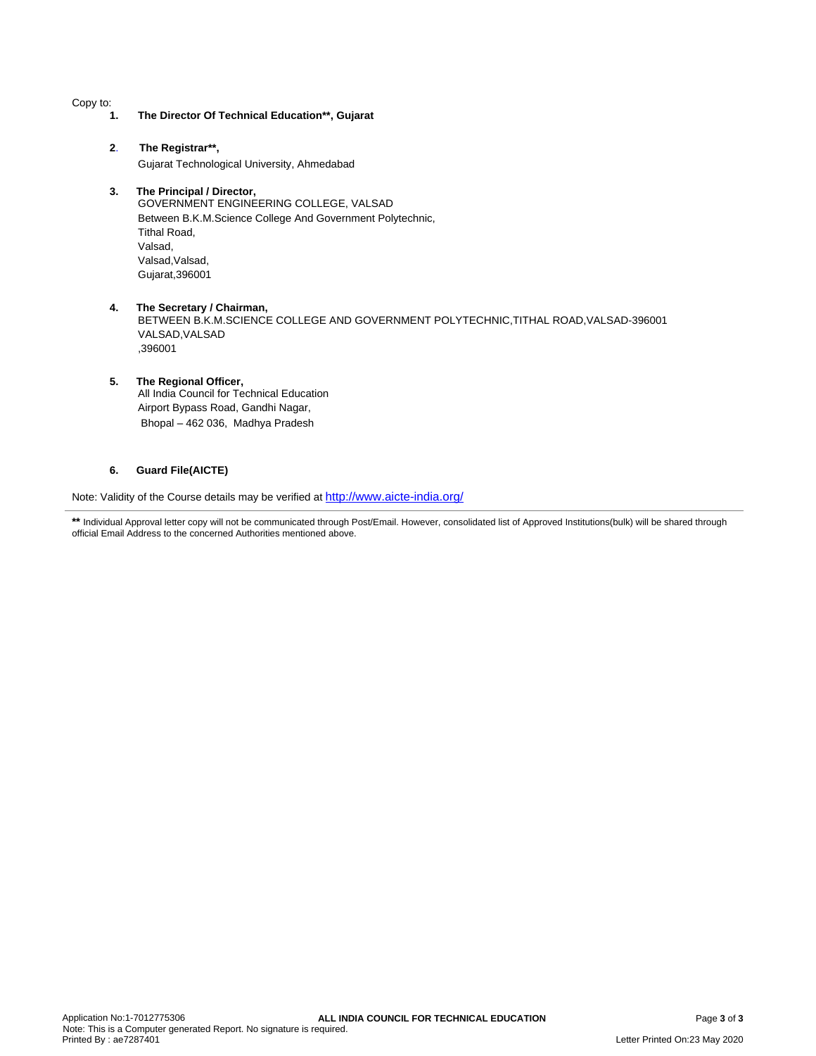Copy to:

1. **The Director Of Technical Education**, Gujarat**

2. **The Registrar**,**
   Gujarat Technological University, Ahmedabad

3. **The Principal / Director,**
   GOVERNMENT ENGINEERING COLLEGE, VALSAD
   Between B.K.M.Science College And Government Polytechnic,
   Tithal Road,
   Valsad,
   Valsad,Valsad,
   Gujarat,396001

4. **The Secretary / Chairman,**
   BETWEEN B.K.M.SCIENCE COLLEGE AND GOVERNMENT POLYTECHNIC,TITHAL ROAD,VALSAD-396001
   VALSAD,VALSAD
   ,396001

5. **The Regional Officer,**
   All India Council for Technical Education
   Airport Bypass Road, Gandhi Nagar,
   Bhopal – 462 036, Madhya Pradesh

6. **Guard File(AICTE)**

Note: Validity of the Course details may be verified at http://www.aicte-india.org/

---

**\*\*** Individual Approval letter copy will not be communicated through Post/Email. However, consolidated list of Approved Institutions(bulk) will be shared through official Email Address to the concerned Authorities mentioned above.